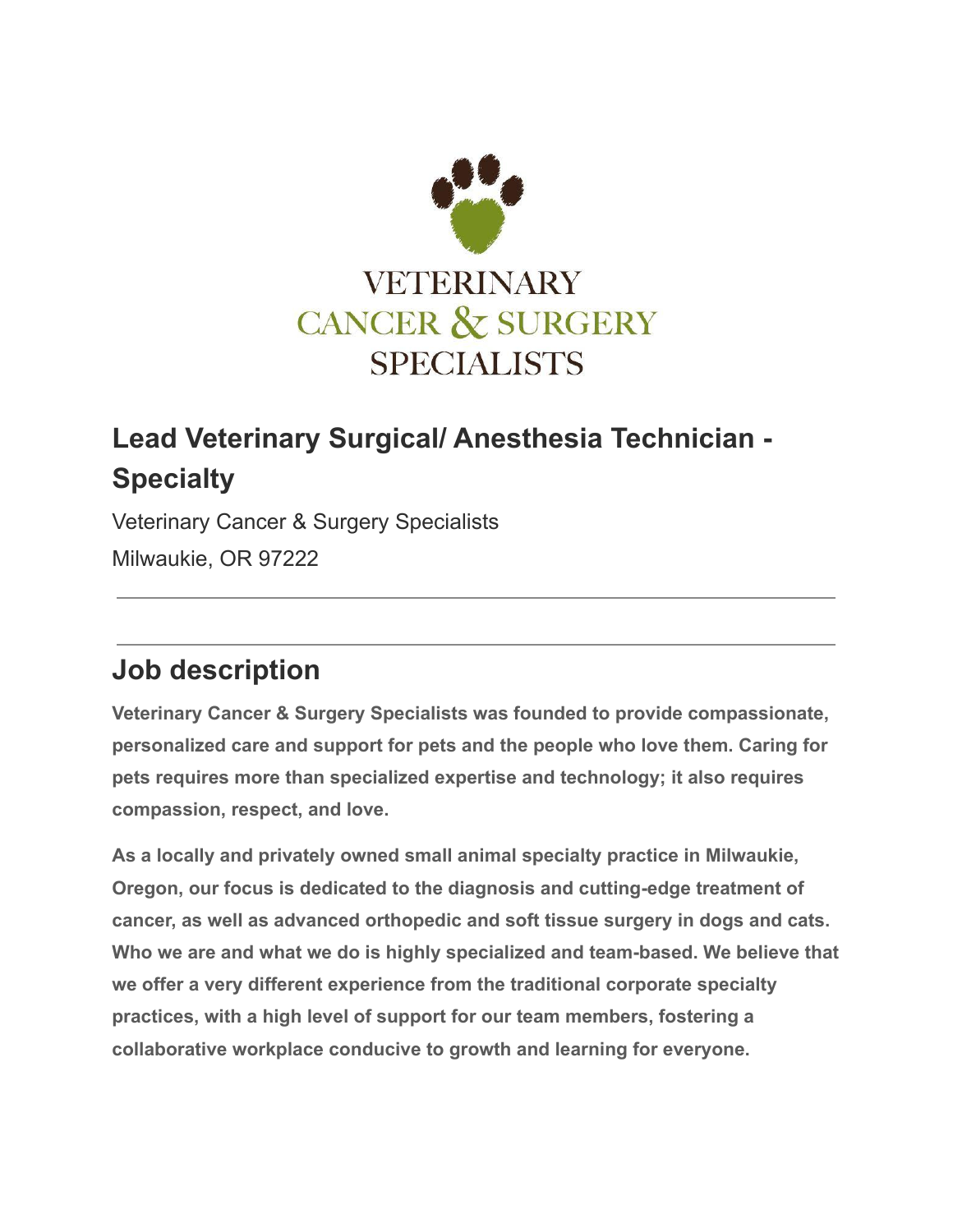VETERINARY
CANCER & SURGERY
SPECIALISTS

# Lead Veterinary Surgical/ Anesthesia Technician - Specialty

Veterinary Cancer & Surgery Specialists
Milwaukie, OR 97222

---

---

## Job description

**Veterinary Cancer & Surgery Specialists was founded to provide compassionate, personalized care and support for pets and the people who love them. Caring for pets requires more than specialized expertise and technology; it also requires compassion, respect, and love.**

**As a locally and privately owned small animal specialty practice in Milwaukie, Oregon, our focus is dedicated to the diagnosis and cutting-edge treatment of cancer, as well as advanced orthopedic and soft tissue surgery in dogs and cats. Who we are and what we do is highly specialized and team-based. We believe that we offer a very different experience from the traditional corporate specialty practices, with a high level of support for our team members, fostering a collaborative workplace conducive to growth and learning for everyone.**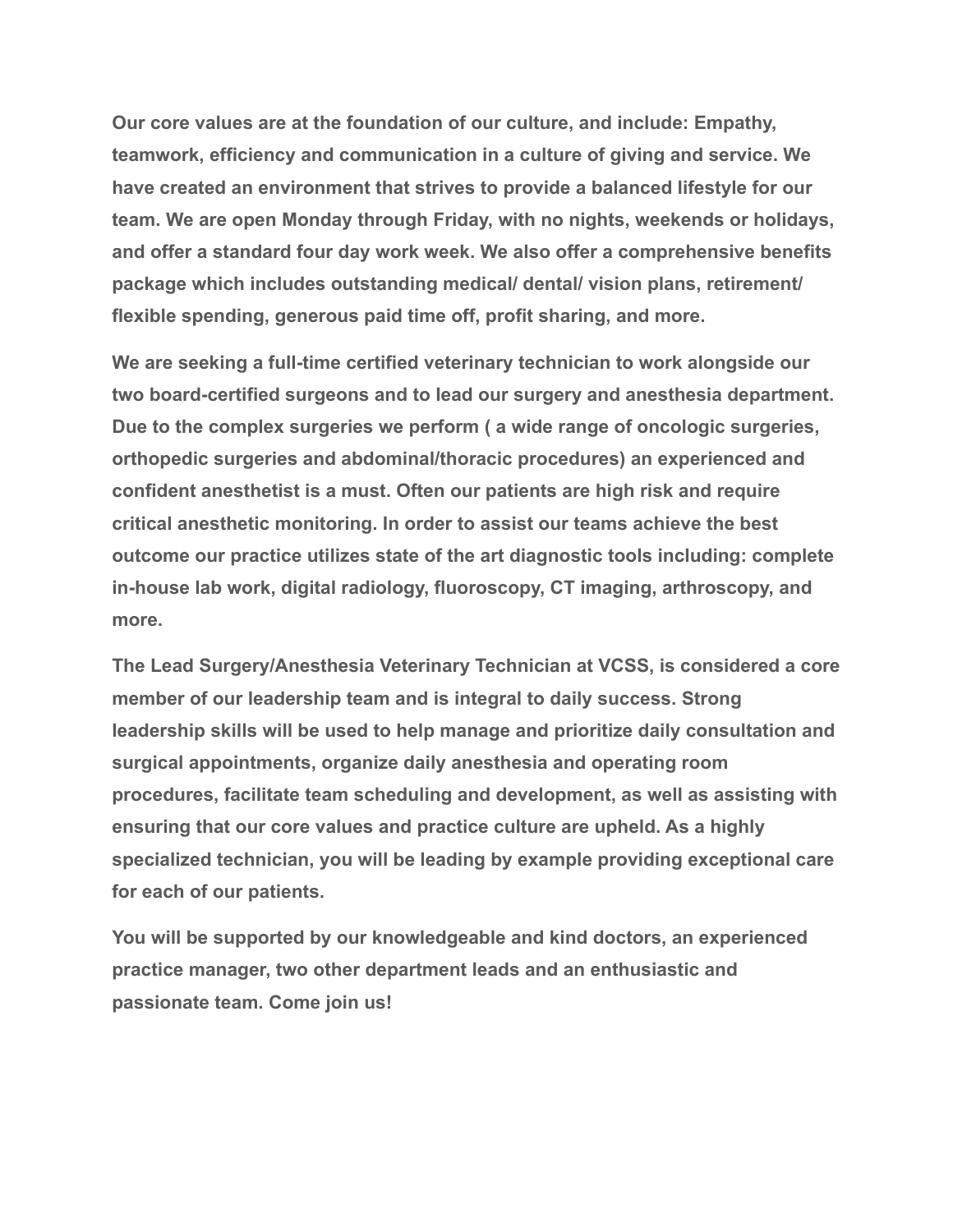**Our core values are at the foundation of our culture, and include: Empathy, teamwork, efficiency and communication in a culture of giving and service. We have created an environment that strives to provide a balanced lifestyle for our team. We are open Monday through Friday, with no nights, weekends or holidays, and offer a standard four day work week. We also offer a comprehensive benefits package which includes outstanding medical/ dental/ vision plans, retirement/ flexible spending, generous paid time off, profit sharing, and more.**

**We are seeking a full-time certified veterinary technician to work alongside our two board-certified surgeons and to lead our surgery and anesthesia department. Due to the complex surgeries we perform ( a wide range of oncologic surgeries, orthopedic surgeries and abdominal/thoracic procedures) an experienced and confident anesthetist is a must. Often our patients are high risk and require critical anesthetic monitoring. In order to assist our teams achieve the best outcome our practice utilizes state of the art diagnostic tools including: complete in-house lab work, digital radiology, fluoroscopy, CT imaging, arthroscopy, and more.**

**The Lead Surgery/Anesthesia Veterinary Technician at VCSS, is considered a core member of our leadership team and is integral to daily success. Strong leadership skills will be used to help manage and prioritize daily consultation and surgical appointments, organize daily anesthesia and operating room procedures, facilitate team scheduling and development, as well as assisting with ensuring that our core values and practice culture are upheld. As a highly specialized technician, you will be leading by example providing exceptional care for each of our patients.**

**You will be supported by our knowledgeable and kind doctors, an experienced practice manager, two other department leads and an enthusiastic and passionate team. Come join us!**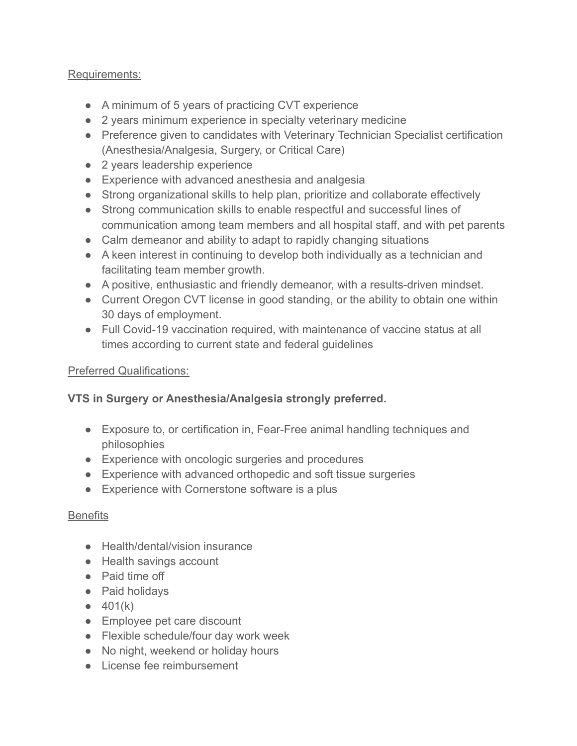Requirements:

- A minimum of 5 years of practicing CVT experience
- 2 years minimum experience in specialty veterinary medicine
- Preference given to candidates with Veterinary Technician Specialist certification (Anesthesia/Analgesia, Surgery, or Critical Care)
- 2 years leadership experience
- Experience with advanced anesthesia and analgesia
- Strong organizational skills to help plan, prioritize and collaborate effectively
- Strong communication skills to enable respectful and successful lines of communication among team members and all hospital staff, and with pet parents
- Calm demeanor and ability to adapt to rapidly changing situations
- A keen interest in continuing to develop both individually as a technician and facilitating team member growth.
- A positive, enthusiastic and friendly demeanor, with a results-driven mindset.
- Current Oregon CVT license in good standing, or the ability to obtain one within 30 days of employment.
- Full Covid-19 vaccination required, with maintenance of vaccine status at all times according to current state and federal guidelines

Preferred Qualifications:

**VTS in Surgery or Anesthesia/Analgesia strongly preferred.**

- Exposure to, or certification in, Fear-Free animal handling techniques and philosophies
- Experience with oncologic surgeries and procedures
- Experience with advanced orthopedic and soft tissue surgeries
- Experience with Cornerstone software is a plus

Benefits

- Health/dental/vision insurance
- Health savings account
- Paid time off
- Paid holidays
- 401(k)
- Employee pet care discount
- Flexible schedule/four day work week
- No night, weekend or holiday hours
- License fee reimbursement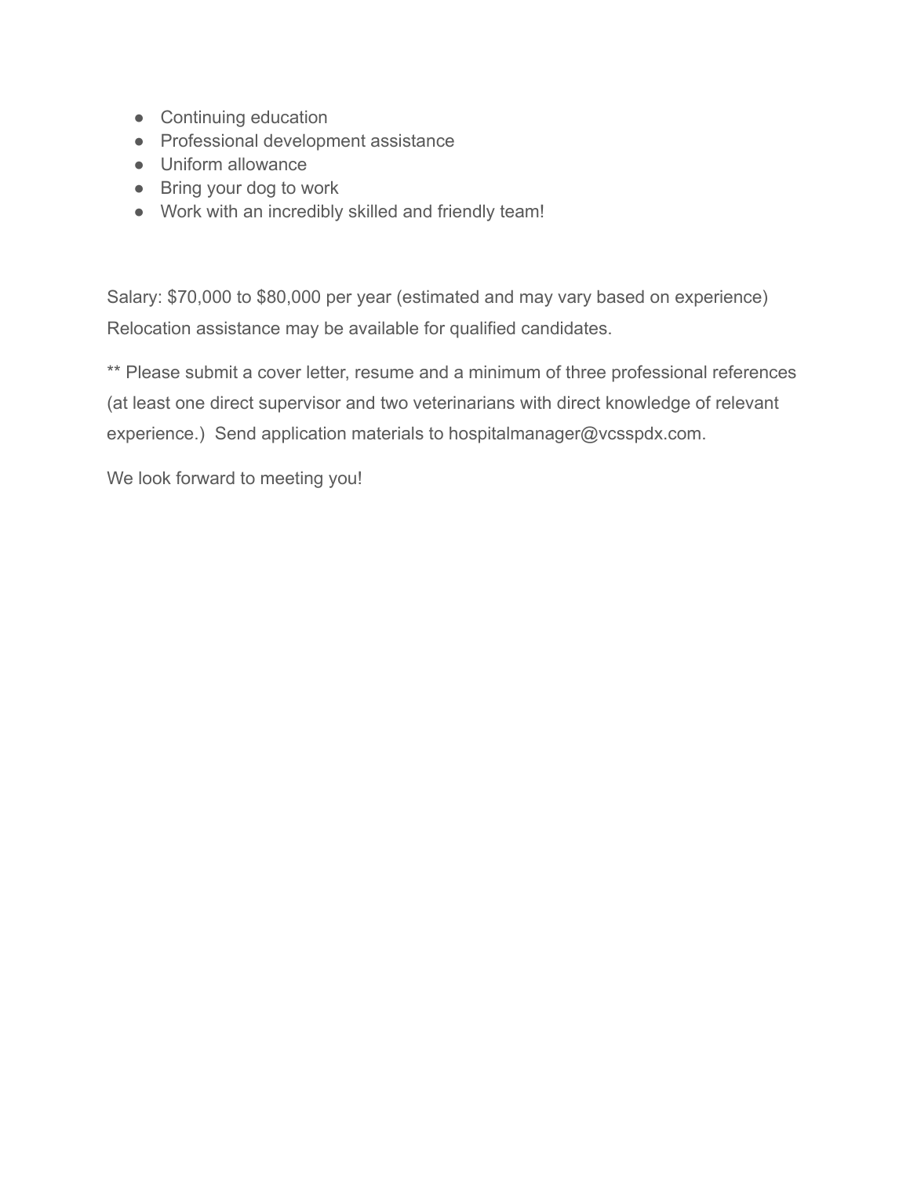- Continuing education
- Professional development assistance
- Uniform allowance
- Bring your dog to work
- Work with an incredibly skilled and friendly team!

Salary: $70,000 to $80,000 per year (estimated and may vary based on experience)
Relocation assistance may be available for qualified candidates.

** Please submit a cover letter, resume and a minimum of three professional references (at least one direct supervisor and two veterinarians with direct knowledge of relevant experience.)  Send application materials to hospitalmanager@vcsspdx.com.

We look forward to meeting you!